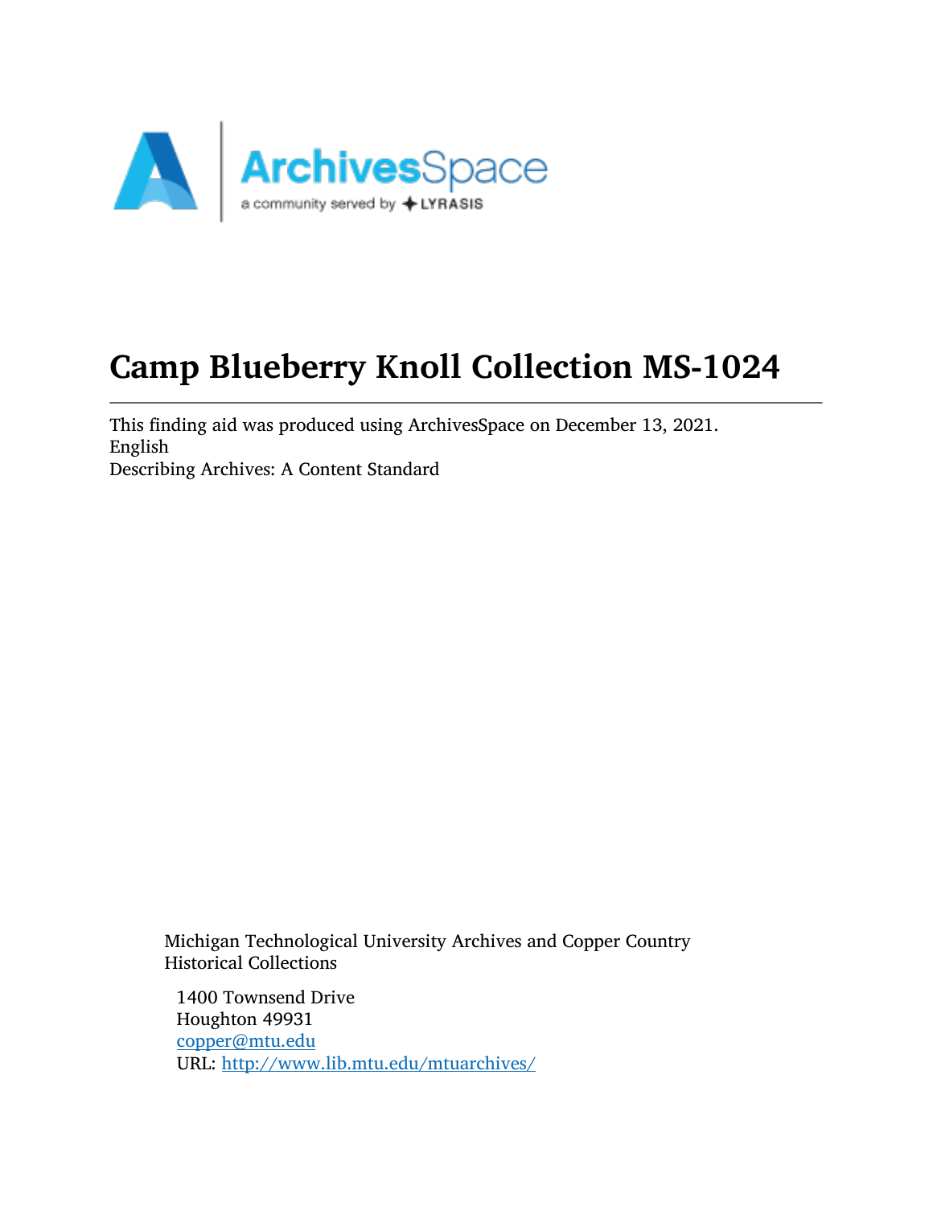# Camp Blueberry Knoll Collection MS-1024

This finding aid was produced using ArchivesSpace on December 13, 2021.
English
Describing Archives: A Content Standard

Michigan Technological University Archives and Copper Country Historical Collections

1400 Townsend Drive
Houghton 49931
copper@mtu.edu
URL: http://www.lib.mtu.edu/mtuarchives/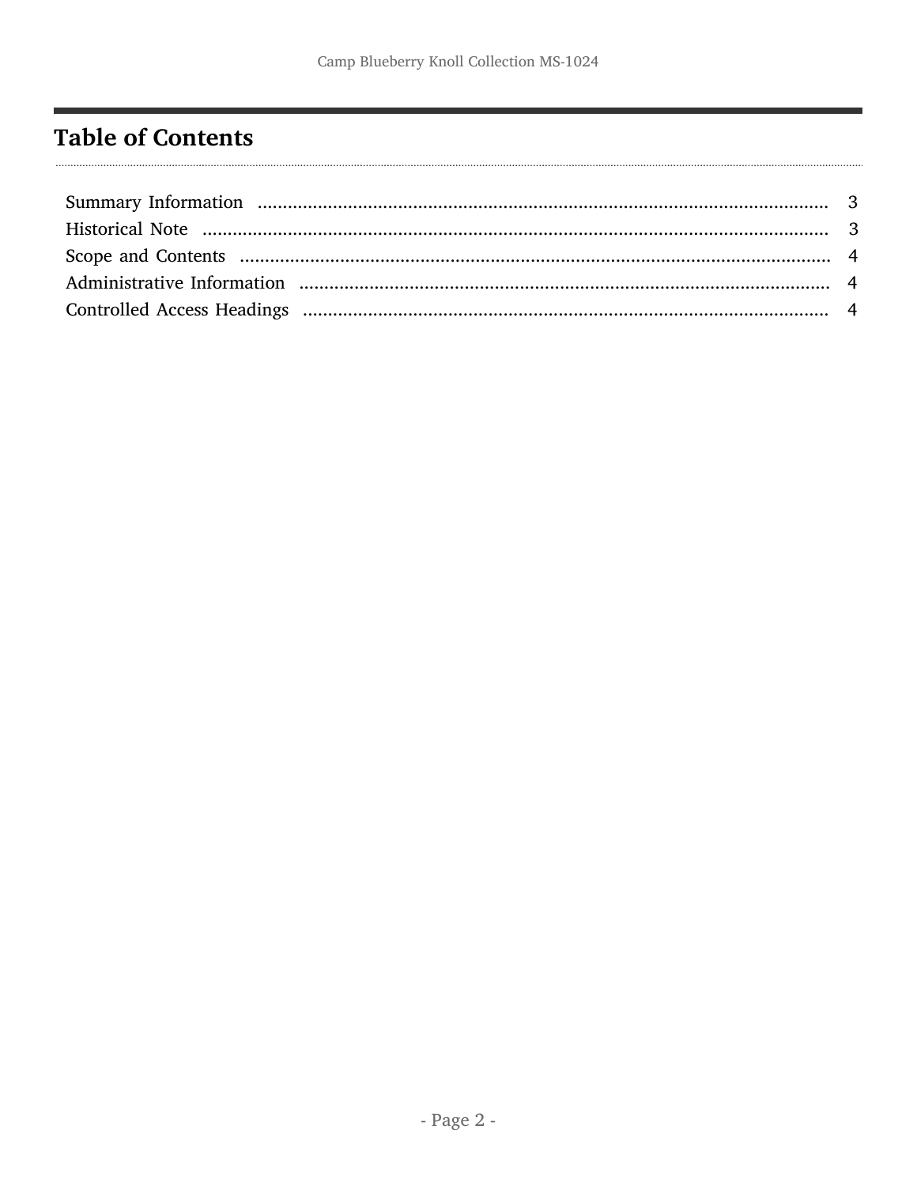# Table of Contents

- Summary Information ..... 3
- Historical Note ..... 3
- Scope and Contents ..... 4
- Administrative Information ..... 4
- Controlled Access Headings ..... 4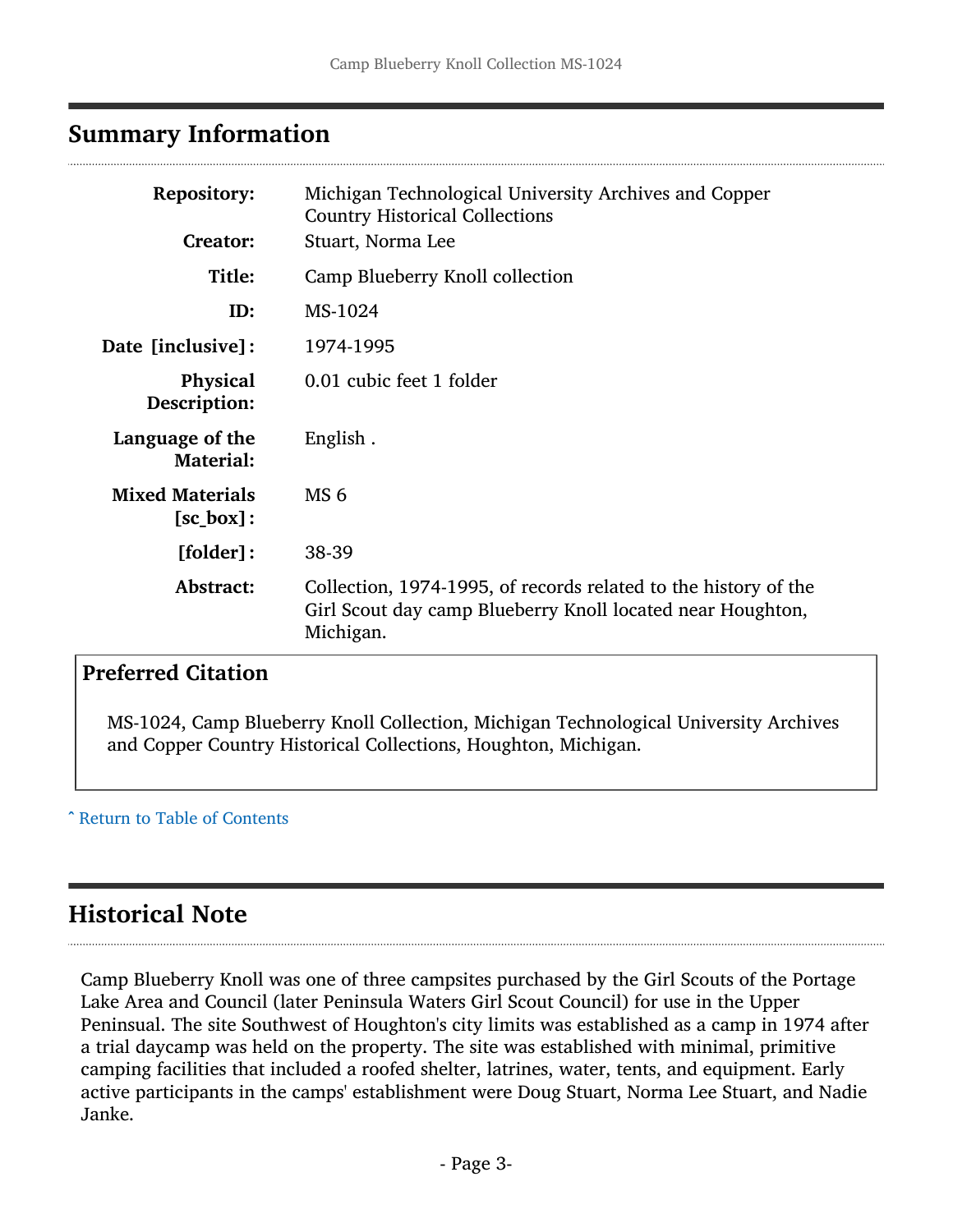## Summary Information

| | |
|---|---|
| **Repository:** | Michigan Technological University Archives and Copper Country Historical Collections |
| **Creator:** | Stuart, Norma Lee |
| **Title:** | Camp Blueberry Knoll collection |
| **ID:** | MS-1024 |
| **Date [inclusive]:** | 1974-1995 |
| **Physical Description:** | 0.01 cubic feet 1 folder |
| **Language of the Material:** | English . |
| **Mixed Materials [sc_box]:** | MS 6 |
| **[folder]:** | 38-39 |
| **Abstract:** | Collection, 1974-1995, of records related to the history of the Girl Scout day camp Blueberry Knoll located near Houghton, Michigan. |

### Preferred Citation

MS-1024, Camp Blueberry Knoll Collection, Michigan Technological University Archives and Copper Country Historical Collections, Houghton, Michigan.

ˆ Return to Table of Contents

## Historical Note

Camp Blueberry Knoll was one of three campsites purchased by the Girl Scouts of the Portage Lake Area and Council (later Peninsula Waters Girl Scout Council) for use in the Upper Peninsual. The site Southwest of Houghton's city limits was established as a camp in 1974 after a trial daycamp was held on the property. The site was established with minimal, primitive camping facilities that included a roofed shelter, latrines, water, tents, and equipment. Early active participants in the camps' establishment were Doug Stuart, Norma Lee Stuart, and Nadie Janke.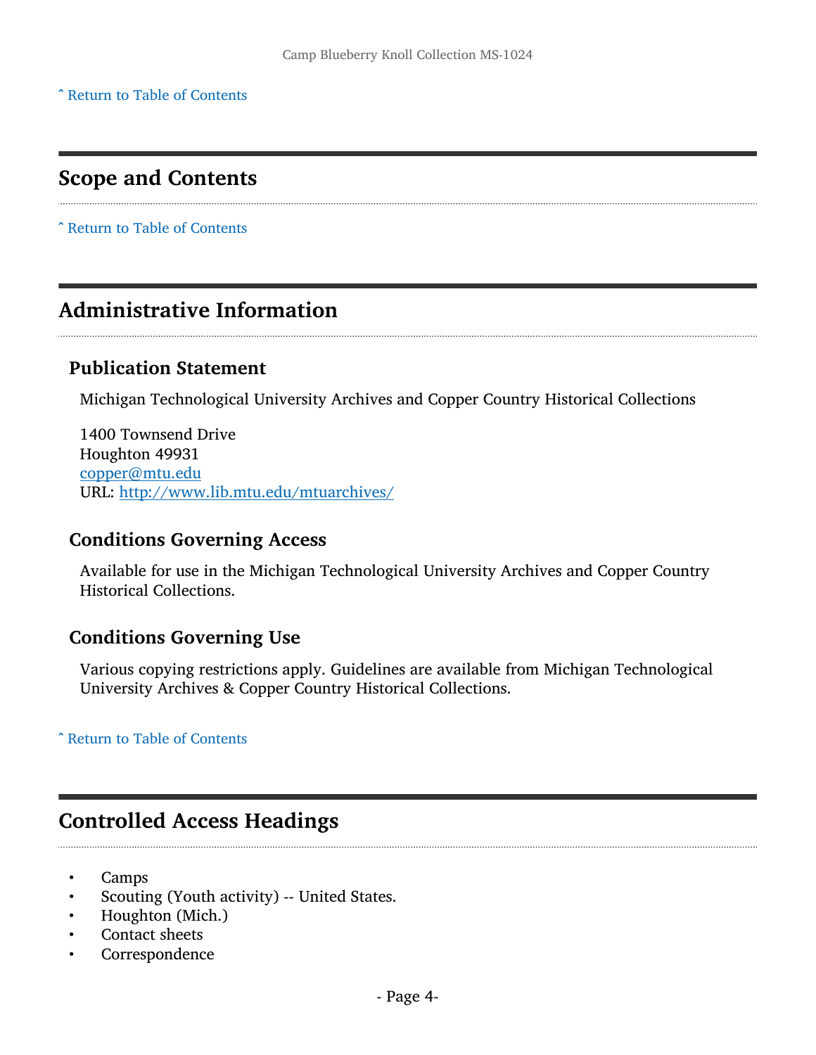[ˆ Return to Table of Contents](#)

## Scope and Contents

[ˆ Return to Table of Contents](#)

## Administrative Information

### Publication Statement

Michigan Technological University Archives and Copper Country Historical Collections

1400 Townsend Drive
Houghton 49931
[copper@mtu.edu](mailto:copper@mtu.edu)
URL: [http://www.lib.mtu.edu/mtuarchives/](http://www.lib.mtu.edu/mtuarchives/)

### Conditions Governing Access

Available for use in the Michigan Technological University Archives and Copper Country Historical Collections.

### Conditions Governing Use

Various copying restrictions apply. Guidelines are available from Michigan Technological University Archives & Copper Country Historical Collections.

[ˆ Return to Table of Contents](#)

## Controlled Access Headings

- Camps
- Scouting (Youth activity) -- United States.
- Houghton (Mich.)
- Contact sheets
- Correspondence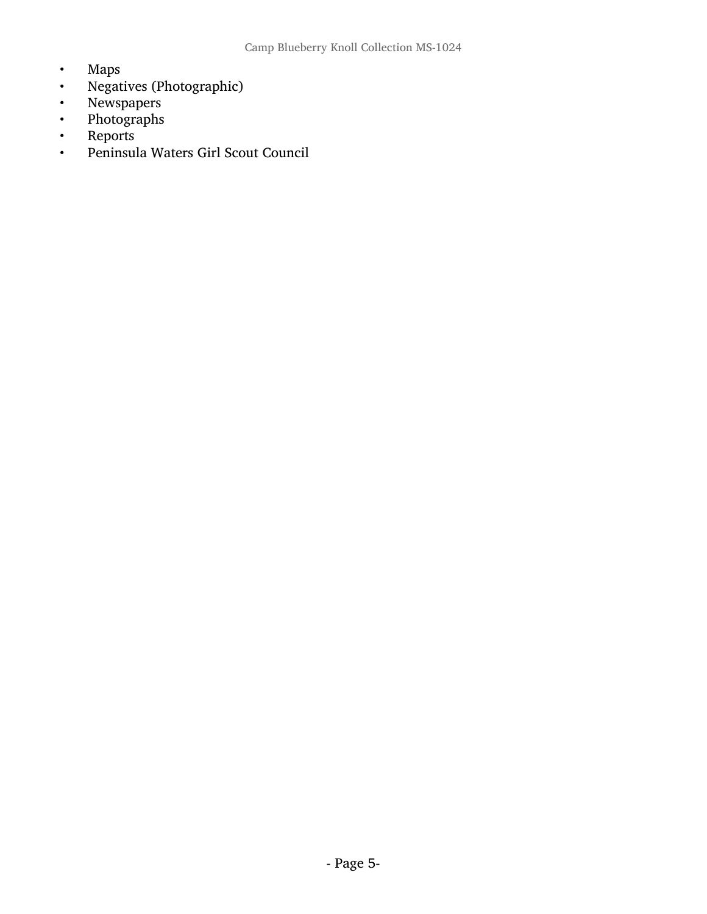- Maps
- Negatives (Photographic)
- Newspapers
- Photographs
- Reports
- Peninsula Waters Girl Scout Council